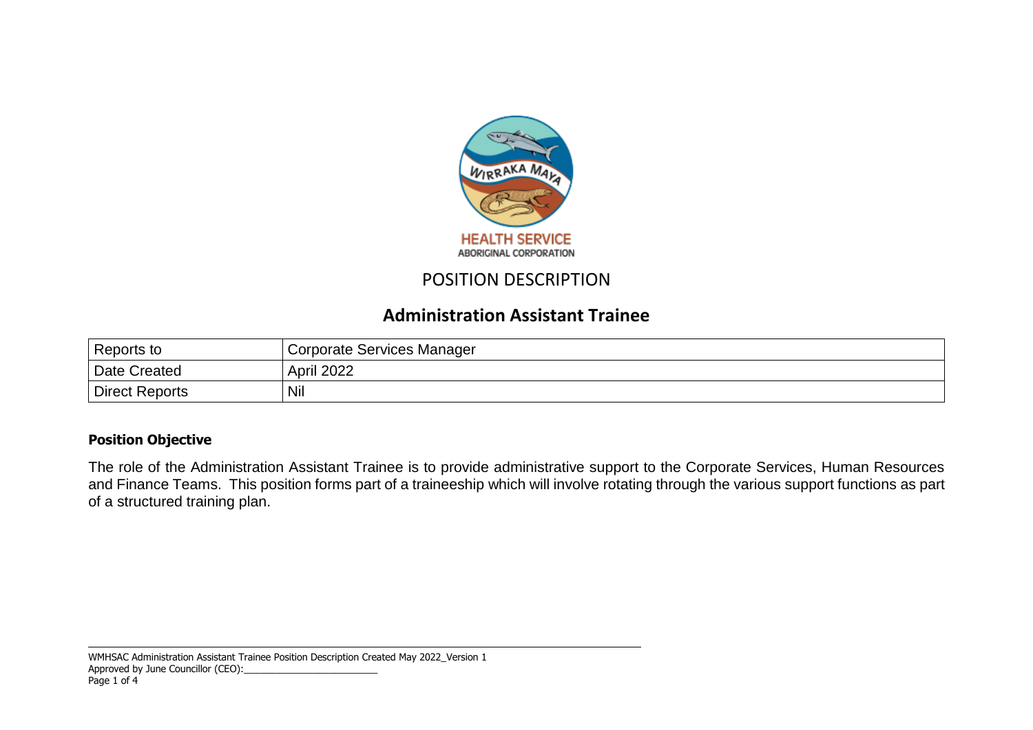# POSITION DESCRIPTION

## Administration Assistant Trainee

| Reports to | Corporate Services Manager |
| --- | --- |
| Date Created | April 2022 |
| Direct Reports | Nil |

### Position Objective

The role of the Administration Assistant Trainee is to provide administrative support to the Corporate Services, Human Resources and Finance Teams. This position forms part of a traineeship which will involve rotating through the various support functions as part of a structured training plan.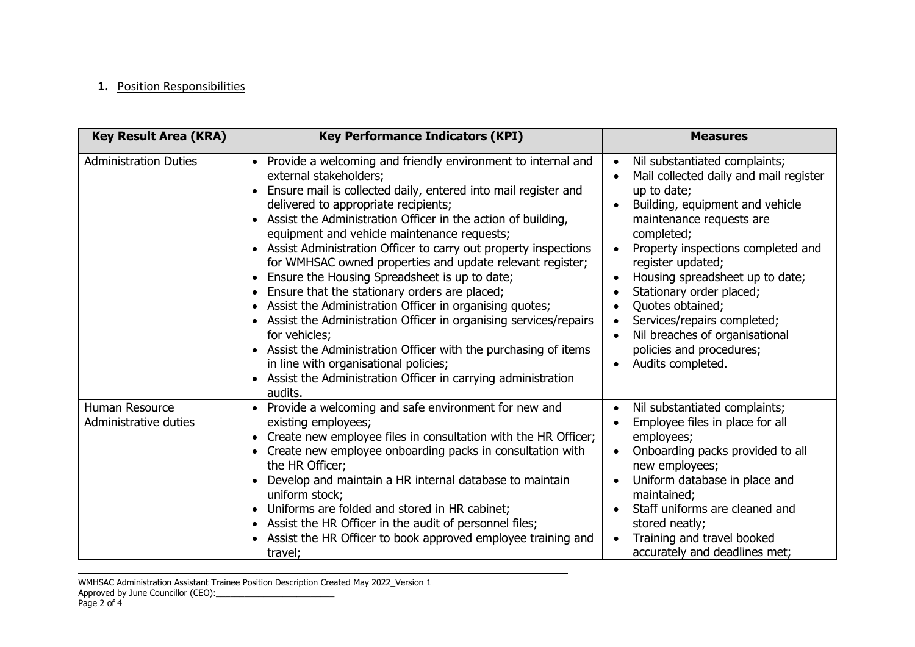**1.** Position Responsibilities

| Key Result Area (KRA) | Key Performance Indicators (KPI) | Measures |
|---|---|---|
| Administration Duties | • Provide a welcoming and friendly environment to internal and external stakeholders;<br>• Ensure mail is collected daily, entered into mail register and delivered to appropriate recipients;<br>• Assist the Administration Officer in the action of building, equipment and vehicle maintenance requests;<br>• Assist Administration Officer to carry out property inspections for WMHSAC owned properties and update relevant register;<br>• Ensure the Housing Spreadsheet is up to date;<br>• Ensure that the stationary orders are placed;<br>• Assist the Administration Officer in organising quotes;<br>• Assist the Administration Officer in organising services/repairs for vehicles;<br>• Assist the Administration Officer with the purchasing of items in line with organisational policies;<br>• Assist the Administration Officer in carrying administration audits. | • Nil substantiated complaints;<br>• Mail collected daily and mail register up to date;<br>• Building, equipment and vehicle maintenance requests are completed;<br>• Property inspections completed and register updated;<br>• Housing spreadsheet up to date;<br>• Stationary order placed;<br>• Quotes obtained;<br>• Services/repairs completed;<br>• Nil breaches of organisational policies and procedures;<br>• Audits completed. |
| Human Resource Administrative duties | • Provide a welcoming and safe environment for new and existing employees;<br>• Create new employee files in consultation with the HR Officer;<br>• Create new employee onboarding packs in consultation with the HR Officer;<br>• Develop and maintain a HR internal database to maintain uniform stock;<br>• Uniforms are folded and stored in HR cabinet;<br>• Assist the HR Officer in the audit of personnel files;<br>• Assist the HR Officer to book approved employee training and travel; | • Nil substantiated complaints;<br>• Employee files in place for all employees;<br>• Onboarding packs provided to all new employees;<br>• Uniform database in place and maintained;<br>• Staff uniforms are cleaned and stored neatly;<br>• Training and travel booked accurately and deadlines met; |

WMHSAC Administration Assistant Trainee Position Description Created May 2022_Version 1
Approved by June Councillor (CEO):________________________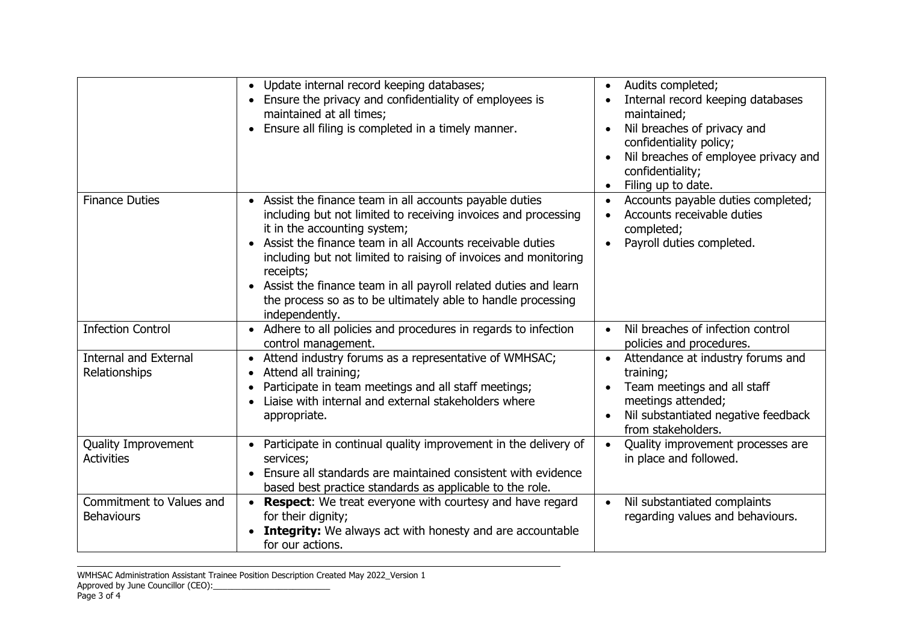| | | |
|---|---|---|
| | • Update internal record keeping databases;<br>• Ensure the privacy and confidentiality of employees is maintained at all times;<br>• Ensure all filing is completed in a timely manner. | • Audits completed;<br>• Internal record keeping databases maintained;<br>• Nil breaches of privacy and confidentiality policy;<br>• Nil breaches of employee privacy and confidentiality;<br>• Filing up to date. |
| Finance Duties | • Assist the finance team in all accounts payable duties including but not limited to receiving invoices and processing it in the accounting system;<br>• Assist the finance team in all Accounts receivable duties including but not limited to raising of invoices and monitoring receipts;<br>• Assist the finance team in all payroll related duties and learn the process so as to be ultimately able to handle processing independently. | • Accounts payable duties completed;<br>• Accounts receivable duties completed;<br>• Payroll duties completed. |
| Infection Control | • Adhere to all policies and procedures in regards to infection control management. | • Nil breaches of infection control policies and procedures. |
| Internal and External Relationships | • Attend industry forums as a representative of WMHSAC;<br>• Attend all training;<br>• Participate in team meetings and all staff meetings;<br>• Liaise with internal and external stakeholders where appropriate. | • Attendance at industry forums and training;<br>• Team meetings and all staff meetings attended;<br>• Nil substantiated negative feedback from stakeholders. |
| Quality Improvement Activities | • Participate in continual quality improvement in the delivery of services;<br>• Ensure all standards are maintained consistent with evidence based best practice standards as applicable to the role. | • Quality improvement processes are in place and followed. |
| Commitment to Values and Behaviours | • **Respect**: We treat everyone with courtesy and have regard for their dignity;<br>• **Integrity:** We always act with honesty and are accountable for our actions. | • Nil substantiated complaints regarding values and behaviours. |

WMHSAC Administration Assistant Trainee Position Description Created May 2022_Version 1
Approved by June Councillor (CEO):_________________________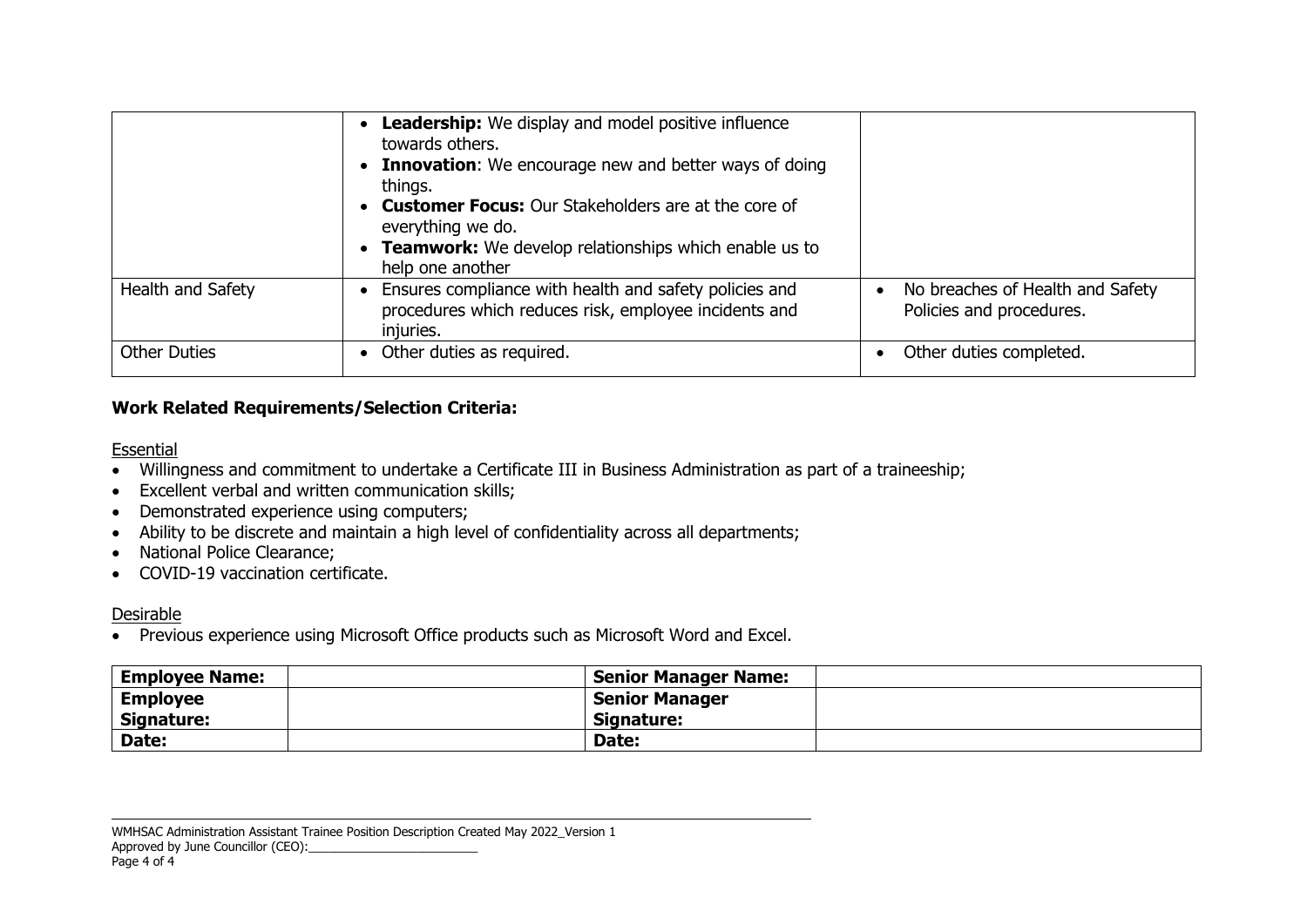| | | |
|---|---|---|
| | • **Leadership:** We display and model positive influence towards others.<br>• **Innovation**: We encourage new and better ways of doing things.<br>• **Customer Focus:** Our Stakeholders are at the core of everything we do.<br>• **Teamwork:** We develop relationships which enable us to help one another | |
| Health and Safety | • Ensures compliance with health and safety policies and procedures which reduces risk, employee incidents and injuries. | • No breaches of Health and Safety Policies and procedures. |
| Other Duties | • Other duties as required. | • Other duties completed. |

**Work Related Requirements/Selection Criteria:**

Essential

- Willingness and commitment to undertake a Certificate III in Business Administration as part of a traineeship;
- Excellent verbal and written communication skills;
- Demonstrated experience using computers;
- Ability to be discrete and maintain a high level of confidentiality across all departments;
- National Police Clearance;
- COVID-19 vaccination certificate.

Desirable

- Previous experience using Microsoft Office products such as Microsoft Word and Excel.

| | | | |
|---|---|---|---|
| **Employee Name:** | | **Senior Manager Name:** | |
| **Employee Signature:** | | **Senior Manager Signature:** | |
| **Date:** | | **Date:** | |

WMHSAC Administration Assistant Trainee Position Description Created May 2022_Version 1
Approved by June Councillor (CEO):_________________________